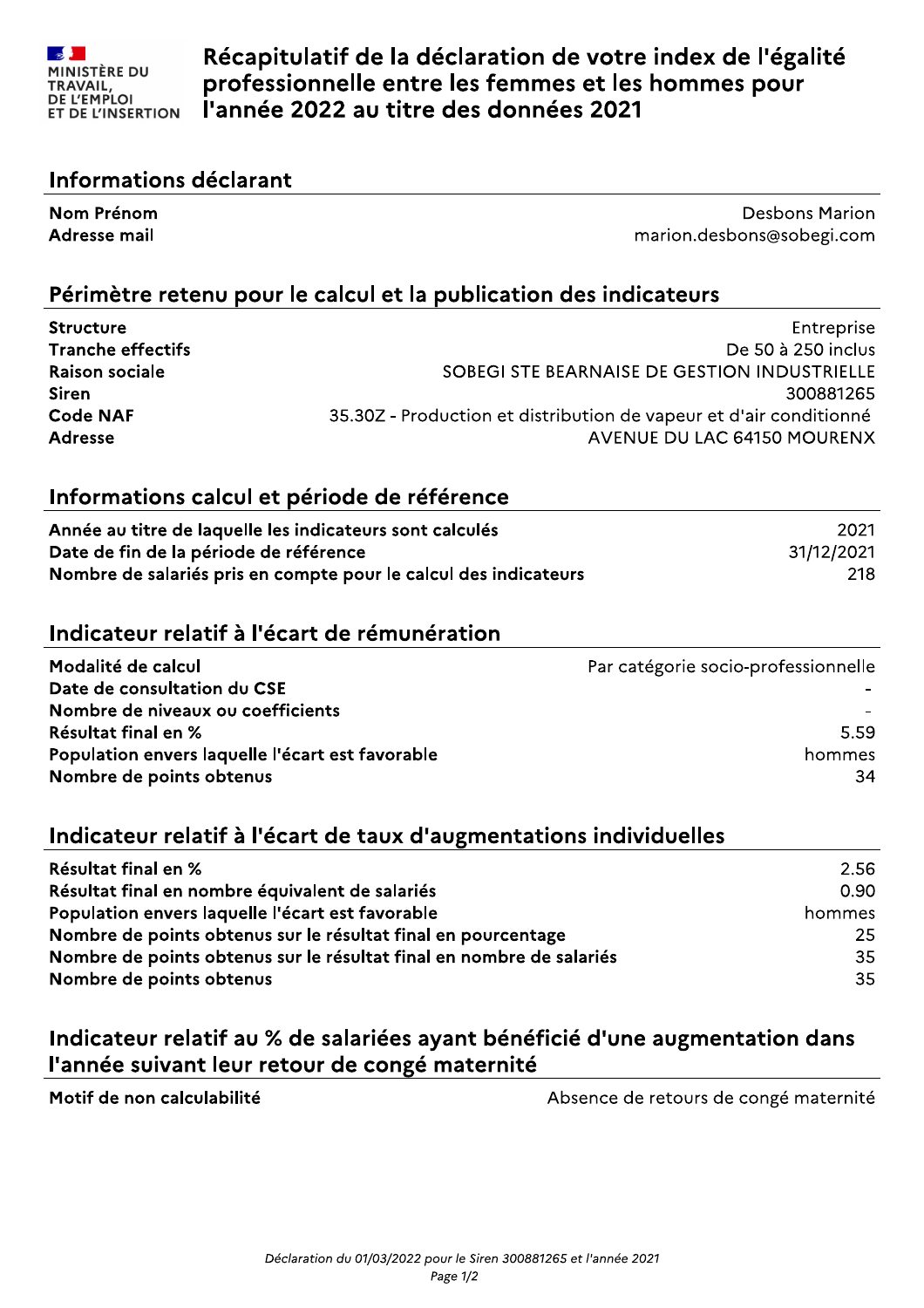MINISTÈRE DU TRAVAIL, DE L'EMPLOI ET DE L'INSERTION

# Récapitulatif de la déclaration de votre index de l'égalité professionnelle entre les femmes et les hommes pour l'année 2022 au titre des données 2021

## Informations déclarant

| | |
|---|---|
| **Nom Prénom** | Desbons Marion |
| **Adresse mail** | marion.desbons@sobegi.com |

## Périmètre retenu pour le calcul et la publication des indicateurs

| | |
|---|---|
| **Structure** | Entreprise |
| **Tranche effectifs** | De 50 à 250 inclus |
| **Raison sociale** | SOBEGI STE BEARNAISE DE GESTION INDUSTRIELLE |
| **Siren** | 300881265 |
| **Code NAF** | 35.30Z - Production et distribution de vapeur et d'air conditionné |
| **Adresse** | AVENUE DU LAC 64150 MOURENX |

## Informations calcul et période de référence

| | |
|---|---|
| **Année au titre de laquelle les indicateurs sont calculés** | 2021 |
| **Date de fin de la période de référence** | 31/12/2021 |
| **Nombre de salariés pris en compte pour le calcul des indicateurs** | 218 |

## Indicateur relatif à l'écart de rémunération

| | |
|---|---|
| **Modalité de calcul** | Par catégorie socio-professionnelle |
| **Date de consultation du CSE** | - |
| **Nombre de niveaux ou coefficients** | - |
| **Résultat final en %** | 5.59 |
| **Population envers laquelle l'écart est favorable** | hommes |
| **Nombre de points obtenus** | 34 |

## Indicateur relatif à l'écart de taux d'augmentations individuelles

| | |
|---|---|
| **Résultat final en %** | 2.56 |
| **Résultat final en nombre équivalent de salariés** | 0.90 |
| **Population envers laquelle l'écart est favorable** | hommes |
| **Nombre de points obtenus sur le résultat final en pourcentage** | 25 |
| **Nombre de points obtenus sur le résultat final en nombre de salariés** | 35 |
| **Nombre de points obtenus** | 35 |

## Indicateur relatif au % de salariées ayant bénéficié d'une augmentation dans l'année suivant leur retour de congé maternité

| | |
|---|---|
| **Motif de non calculabilité** | Absence de retours de congé maternité |

*Déclaration du 01/03/2022 pour le Siren 300881265 et l'année 2021*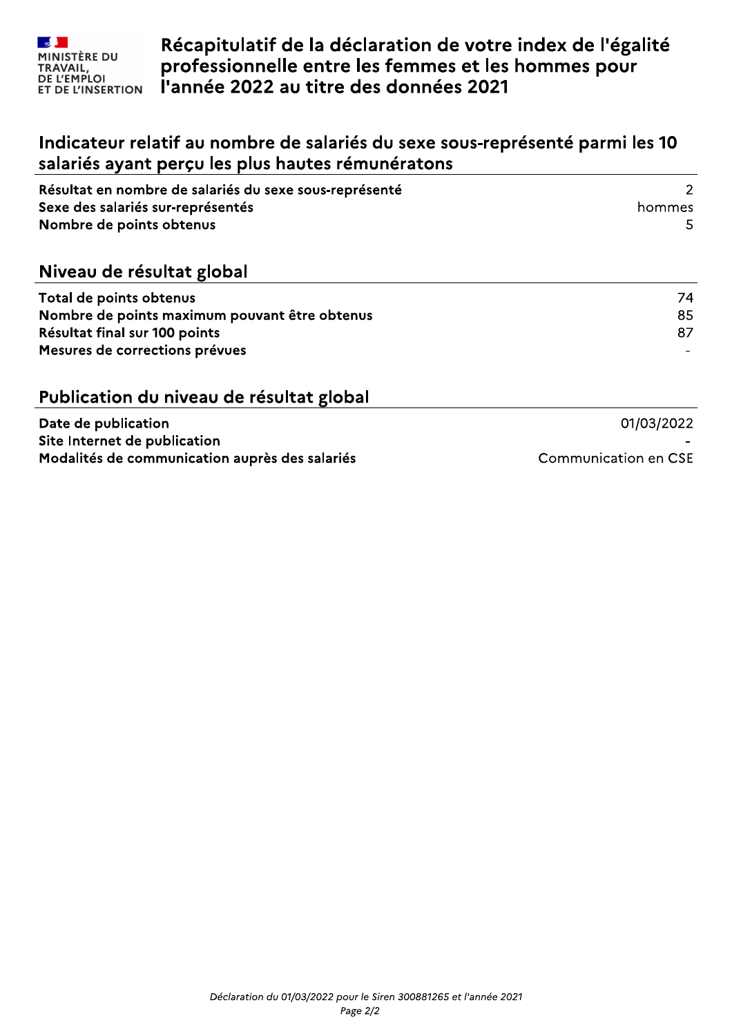MINISTÈRE DU TRAVAIL, DE L'EMPLOI ET DE L'INSERTION

# Récapitulatif de la déclaration de votre index de l'égalité professionnelle entre les femmes et les hommes pour l'année 2022 au titre des données 2021

## Indicateur relatif au nombre de salariés du sexe sous-représenté parmi les 10 salariés ayant perçu les plus hautes rémunératons

| | |
|---|---|
| **Résultat en nombre de salariés du sexe sous-représenté** | 2 |
| **Sexe des salariés sur-représentés** | hommes |
| **Nombre de points obtenus** | 5 |

## Niveau de résultat global

| | |
|---|---|
| **Total de points obtenus** | 74 |
| **Nombre de points maximum pouvant être obtenus** | 85 |
| **Résultat final sur 100 points** | 87 |
| **Mesures de corrections prévues** | - |

## Publication du niveau de résultat global

| | |
|---|---|
| **Date de publication** | 01/03/2022 |
| **Site Internet de publication** | - |
| **Modalités de communication auprès des salariés** | Communication en CSE |

*Déclaration du 01/03/2022 pour le Siren 300881265 et l'année 2021*